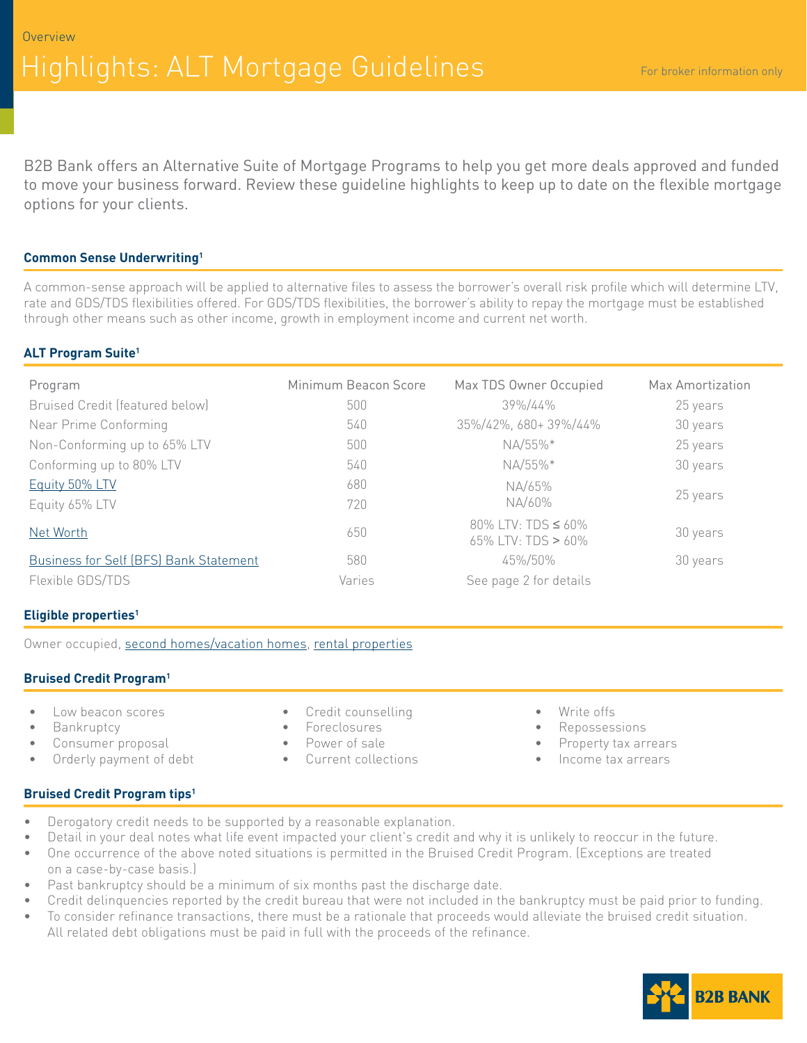Overview

# Highlights: ALT Mortgage Guidelines

For broker information only

B2B Bank offers an Alternative Suite of Mortgage Programs to help you get more deals approved and funded to move your business forward. Review these guideline highlights to keep up to date on the flexible mortgage options for your clients.

## Common Sense Underwriting[1]

A common-sense approach will be applied to alternative files to assess the borrower's overall risk profile which will determine LTV, rate and GDS/TDS flexibilities offered. For GDS/TDS flexibilities, the borrower's ability to repay the mortgage must be established through other means such as other income, growth in employment income and current net worth.

## ALT Program Suite[1]

| Program | Minimum Beacon Score | Max TDS Owner Occupied | Max Amortization |
|---|---|---|---|
| Bruised Credit (featured below) | 500 | 39%/44% | 25 years |
| Near Prime Conforming | 540 | 35%/42%, 680+ 39%/44% | 30 years |
| Non-Conforming up to 65% LTV | 500 | NA/55%* | 25 years |
| Conforming up to 80% LTV | 540 | NA/55%* | 30 years |
| Equity 50% LTV | 680 | NA/65% | 25 years |
| Equity 65% LTV | 720 | NA/60% | 25 years |
| Net Worth | 650 | 80% LTV: TDS ≤ 60%<br>65% LTV: TDS > 60% | 30 years |
| Business for Self (BFS) Bank Statement | 580 | 45%/50% | 30 years |
| Flexible GDS/TDS | Varies | See page 2 for details | |

## Eligible properties[1]

Owner occupied, second homes/vacation homes, rental properties

## Bruised Credit Program[1]

- Low beacon scores
- Bankruptcy
- Consumer proposal
- Orderly payment of debt
- Credit counselling
- Foreclosures
- Power of sale
- Current collections
- Write offs
- Repossessions
- Property tax arrears
- Income tax arrears

## Bruised Credit Program tips[1]

- Derogatory credit needs to be supported by a reasonable explanation.
- Detail in your deal notes what life event impacted your client's credit and why it is unlikely to reoccur in the future.
- One occurrence of the above noted situations is permitted in the Bruised Credit Program. (Exceptions are treated on a case-by-case basis.)
- Past bankruptcy should be a minimum of six months past the discharge date.
- Credit delinquencies reported by the credit bureau that were not included in the bankruptcy must be paid prior to funding.
- To consider refinance transactions, there must be a rationale that proceeds would alleviate the bruised credit situation. All related debt obligations must be paid in full with the proceeds of the refinance.

B2B BANK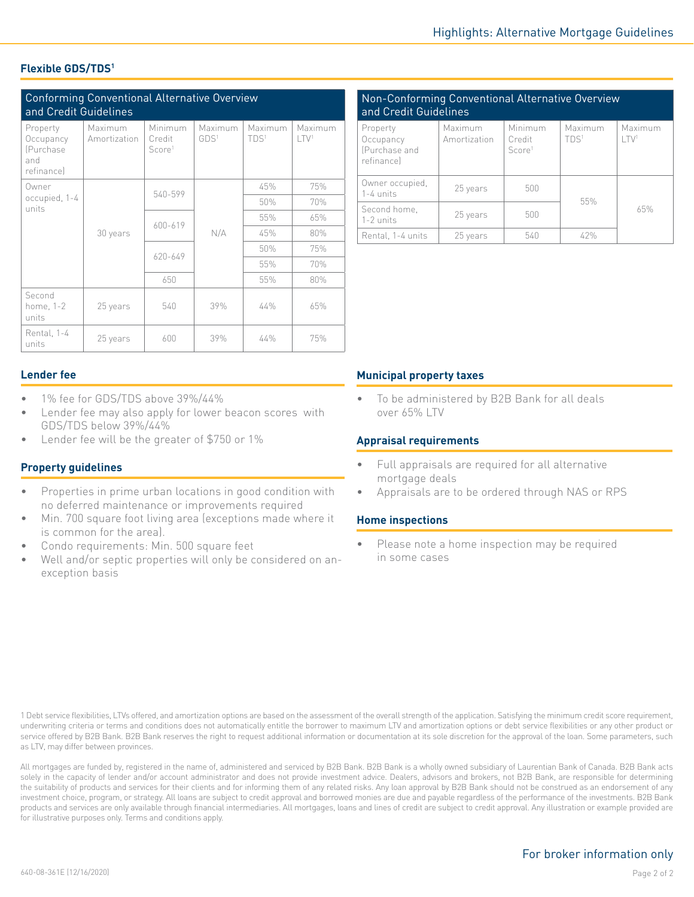## Flexible GDS/TDS[1]

| Conforming Conventional Alternative Overview and Credit Guidelines | | | | | |
|---|---|---|---|---|---|
| Property Occupancy (Purchase and refinance) | Maximum Amortization | Minimum Credit Score[1] | Maximum GDS[1] | Maximum TDS[1] | Maximum LTV[1] |
| Owner occupied, 1-4 units | 30 years | 540-599 | N/A | 45% | 75% |
| | | | | 50% | 70% |
| | | | | 55% | 65% |
| | | 600-619 | | 45% | 80% |
| | | | | 50% | 75% |
| | | 620-649 | | 55% | 70% |
| | | 650 | | 55% | 80% |
| Second home, 1-2 units | 25 years | 540 | 39% | 44% | 65% |
| Rental, 1-4 units | 25 years | 600 | 39% | 44% | 75% |

| Non-Conforming Conventional Alternative Overview and Credit Guidelines | | | | |
|---|---|---|---|---|
| Property Occupancy (Purchase and refinance) | Maximum Amortization | Minimum Credit Score[1] | Maximum TDS[1] | Maximum LTV[1] |
| Owner occupied, 1-4 units | 25 years | 500 | 55% | 65% |
| Second home, 1-2 units | 25 years | 500 | | |
| Rental, 1-4 units | 25 years | 540 | 42% | |

### Lender fee

- 1% fee for GDS/TDS above 39%/44%
- Lender fee may also apply for lower beacon scores with GDS/TDS below 39%/44%
- Lender fee will be the greater of $750 or 1%

### Property guidelines

- Properties in prime urban locations in good condition with no deferred maintenance or improvements required
- Min. 700 square foot living area (exceptions made where it is common for the area).
- Condo requirements: Min. 500 square feet
- Well and/or septic properties will only be considered on an-exception basis

### Municipal property taxes

- To be administered by B2B Bank for all deals over 65% LTV

### Appraisal requirements

- Full appraisals are required for all alternative mortgage deals
- Appraisals are to be ordered through NAS or RPS

### Home inspections

- Please note a home inspection may be required in some cases

1 Debt service flexibilities, LTVs offered, and amortization options are based on the assessment of the overall strength of the application. Satisfying the minimum credit score requirement, underwriting criteria or terms and conditions does not automatically entitle the borrower to maximum LTV and amortization options or debt service flexibilities or any other product or service offered by B2B Bank. B2B Bank reserves the right to request additional information or documentation at its sole discretion for the approval of the loan. Some parameters, such as LTV, may differ between provinces.

All mortgages are funded by, registered in the name of, administered and serviced by B2B Bank. B2B Bank is a wholly owned subsidiary of Laurentian Bank of Canada. B2B Bank acts solely in the capacity of lender and/or account administrator and does not provide investment advice. Dealers, advisors and brokers, not B2B Bank, are responsible for determining the suitability of products and services for their clients and for informing them of any related risks. Any loan approval by B2B Bank should not be construed as an endorsement of any investment choice, program, or strategy. All loans are subject to credit approval and borrowed monies are due and payable regardless of the performance of the investments. B2B Bank products and services are only available through financial intermediaries. All mortgages, loans and lines of credit are subject to credit approval. Any illustration or example provided are for illustrative purposes only. Terms and conditions apply.

For broker information only

640-08-361E (12/16/2020)